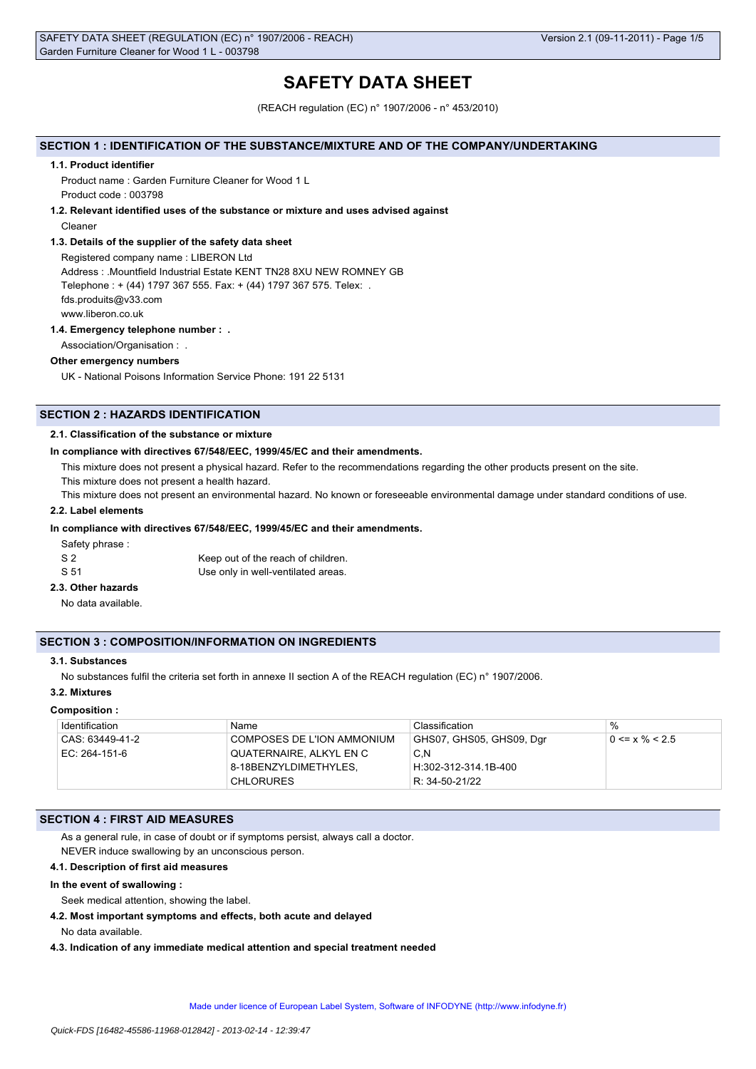# SAFETY DATA SHEET

(REACH regulation (EC) n° 1907/2006 - n° 453/2010)

## SECTION 1 : IDENTIFICATION OF THE SUBSTANCE/MIXTURE AND OF THE COMPANY/UNDERTAKING

### 1.1. Product identifier

Product name : Garden Furniture Cleaner for Wood 1 L

Product code : 003798

### 1.2. Relevant identified uses of the substance or mixture and uses advised against

Cleaner

### 1.3. Details of the supplier of the safety data sheet

Registered company name : LIBERON Ltd

Address : .Mountfield Industrial Estate KENT TN28 8XU NEW ROMNEY GB

Telephone : + (44) 1797 367 555. Fax: + (44) 1797 367 575. Telex: .

fds.produits@v33.com

www.liberon.co.uk

### 1.4. Emergency telephone number : .

Association/Organisation : .

**Other emergency numbers**

UK - National Poisons Information Service Phone: 191 22 5131

## SECTION 2 : HAZARDS IDENTIFICATION

### 2.1. Classification of the substance or mixture

**In compliance with directives 67/548/EEC, 1999/45/EC and their amendments.**

This mixture does not present a physical hazard. Refer to the recommendations regarding the other products present on the site.

This mixture does not present a health hazard.

This mixture does not present an environmental hazard. No known or foreseeable environmental damage under standard conditions of use.

### 2.2. Label elements

**In compliance with directives 67/548/EEC, 1999/45/EC and their amendments.**

Safety phrase :

| | |
|---|---|
| S 2 | Keep out of the reach of children. |
| S 51 | Use only in well-ventilated areas. |

### 2.3. Other hazards

No data available.

## SECTION 3 : COMPOSITION/INFORMATION ON INGREDIENTS

### 3.1. Substances

No substances fulfil the criteria set forth in annexe II section A of the REACH regulation (EC) n° 1907/2006.

### 3.2. Mixtures

**Composition :**

| Identification | Name | Classification | % |
|---|---|---|---|
| CAS: 63449-41-2<br>EC: 264-151-6 | COMPOSES DE L'ION AMMONIUM QUATERNAIRE, ALKYL EN C 8-18BENZYLDIMETHYLES, CHLORURES | GHS07, GHS05, GHS09, Dgr<br>C,N<br>H:302-312-314.1B-400<br>R: 34-50-21/22 | 0 <= x % < 2.5 |

## SECTION 4 : FIRST AID MEASURES

As a general rule, in case of doubt or if symptoms persist, always call a doctor.

NEVER induce swallowing by an unconscious person.

### 4.1. Description of first aid measures

**In the event of swallowing :**

Seek medical attention, showing the label.

### 4.2. Most important symptoms and effects, both acute and delayed

No data available.

### 4.3. Indication of any immediate medical attention and special treatment needed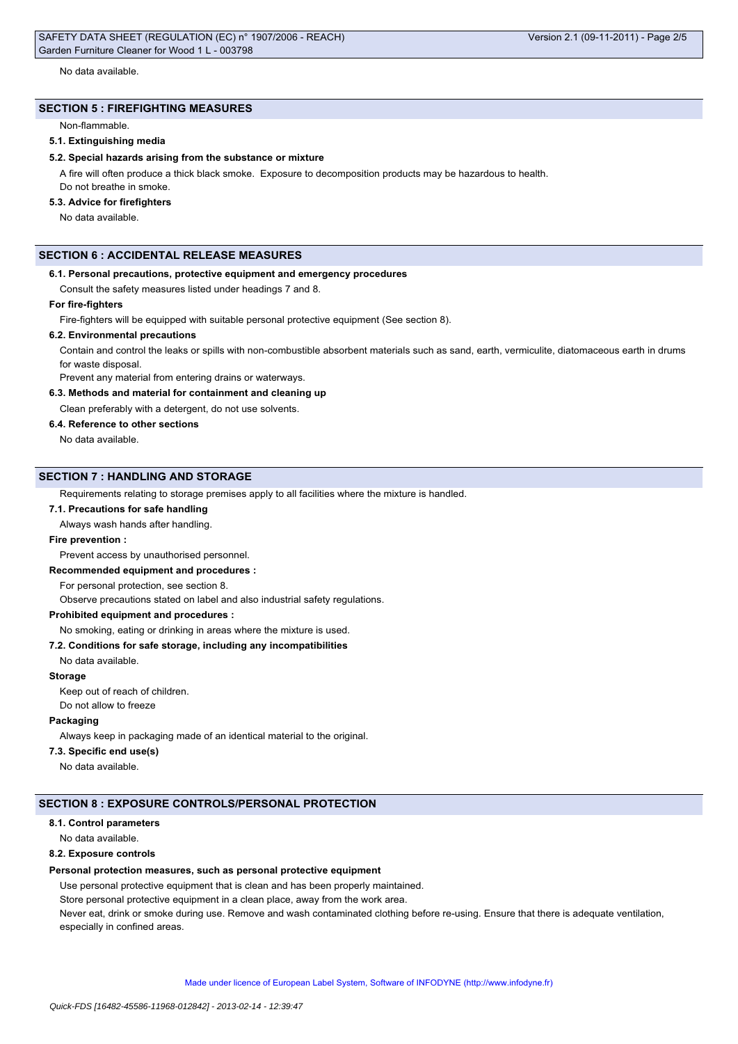No data available.

## SECTION 5 : FIREFIGHTING MEASURES

Non-flammable.

**5.1. Extinguishing media**

**5.2. Special hazards arising from the substance or mixture**

A fire will often produce a thick black smoke. Exposure to decomposition products may be hazardous to health.
Do not breathe in smoke.

**5.3. Advice for firefighters**

No data available.

## SECTION 6 : ACCIDENTAL RELEASE MEASURES

**6.1. Personal precautions, protective equipment and emergency procedures**

Consult the safety measures listed under headings 7 and 8.

**For fire-fighters**

Fire-fighters will be equipped with suitable personal protective equipment (See section 8).

**6.2. Environmental precautions**

Contain and control the leaks or spills with non-combustible absorbent materials such as sand, earth, vermiculite, diatomaceous earth in drums for waste disposal.

Prevent any material from entering drains or waterways.

**6.3. Methods and material for containment and cleaning up**

Clean preferably with a detergent, do not use solvents.

**6.4. Reference to other sections**

No data available.

## SECTION 7 : HANDLING AND STORAGE

Requirements relating to storage premises apply to all facilities where the mixture is handled.

**7.1. Precautions for safe handling**

Always wash hands after handling.

**Fire prevention :**

Prevent access by unauthorised personnel.

**Recommended equipment and procedures :**

For personal protection, see section 8.

Observe precautions stated on label and also industrial safety regulations.

**Prohibited equipment and procedures :**

No smoking, eating or drinking in areas where the mixture is used.

**7.2. Conditions for safe storage, including any incompatibilities**

No data available.

**Storage**

Keep out of reach of children.

Do not allow to freeze

**Packaging**

Always keep in packaging made of an identical material to the original.

**7.3. Specific end use(s)**

No data available.

## SECTION 8 : EXPOSURE CONTROLS/PERSONAL PROTECTION

**8.1. Control parameters**

No data available.

**8.2. Exposure controls**

**Personal protection measures, such as personal protective equipment**

Use personal protective equipment that is clean and has been properly maintained.

Store personal protective equipment in a clean place, away from the work area.

Never eat, drink or smoke during use. Remove and wash contaminated clothing before re-using. Ensure that there is adequate ventilation, especially in confined areas.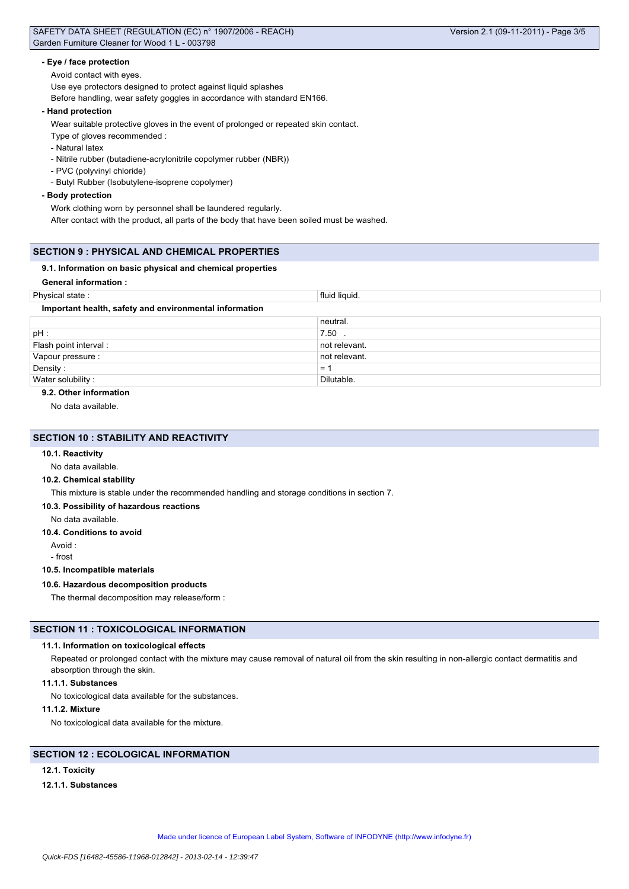**- Eye / face protection**

Avoid contact with eyes.

Use eye protectors designed to protect against liquid splashes

Before handling, wear safety goggles in accordance with standard EN166.

**- Hand protection**

Wear suitable protective gloves in the event of prolonged or repeated skin contact.

Type of gloves recommended :

- Natural latex
- Nitrile rubber (butadiene-acrylonitrile copolymer rubber (NBR))
- PVC (polyvinyl chloride)
- Butyl Rubber (Isobutylene-isoprene copolymer)

**- Body protection**

Work clothing worn by personnel shall be laundered regularly.

After contact with the product, all parts of the body that have been soiled must be washed.

## SECTION 9 : PHYSICAL AND CHEMICAL PROPERTIES

### 9.1. Information on basic physical and chemical properties

**General information :**

| Physical state : | fluid liquid. |
|---|---|

**Important health, safety and environmental information**

| | neutral. |
|---|---|
| pH : | 7.50 . |
| Flash point interval : | not relevant. |
| Vapour pressure : | not relevant. |
| Density : | = 1 |
| Water solubility : | Dilutable. |

### 9.2. Other information

No data available.

## SECTION 10 : STABILITY AND REACTIVITY

### 10.1. Reactivity

No data available.

### 10.2. Chemical stability

This mixture is stable under the recommended handling and storage conditions in section 7.

### 10.3. Possibility of hazardous reactions

No data available.

### 10.4. Conditions to avoid

Avoid :

- frost

### 10.5. Incompatible materials

### 10.6. Hazardous decomposition products

The thermal decomposition may release/form :

## SECTION 11 : TOXICOLOGICAL INFORMATION

### 11.1. Information on toxicological effects

Repeated or prolonged contact with the mixture may cause removal of natural oil from the skin resulting in non-allergic contact dermatitis and absorption through the skin.

### 11.1.1. Substances

No toxicological data available for the substances.

### 11.1.2. Mixture

No toxicological data available for the mixture.

## SECTION 12 : ECOLOGICAL INFORMATION

### 12.1. Toxicity

### 12.1.1. Substances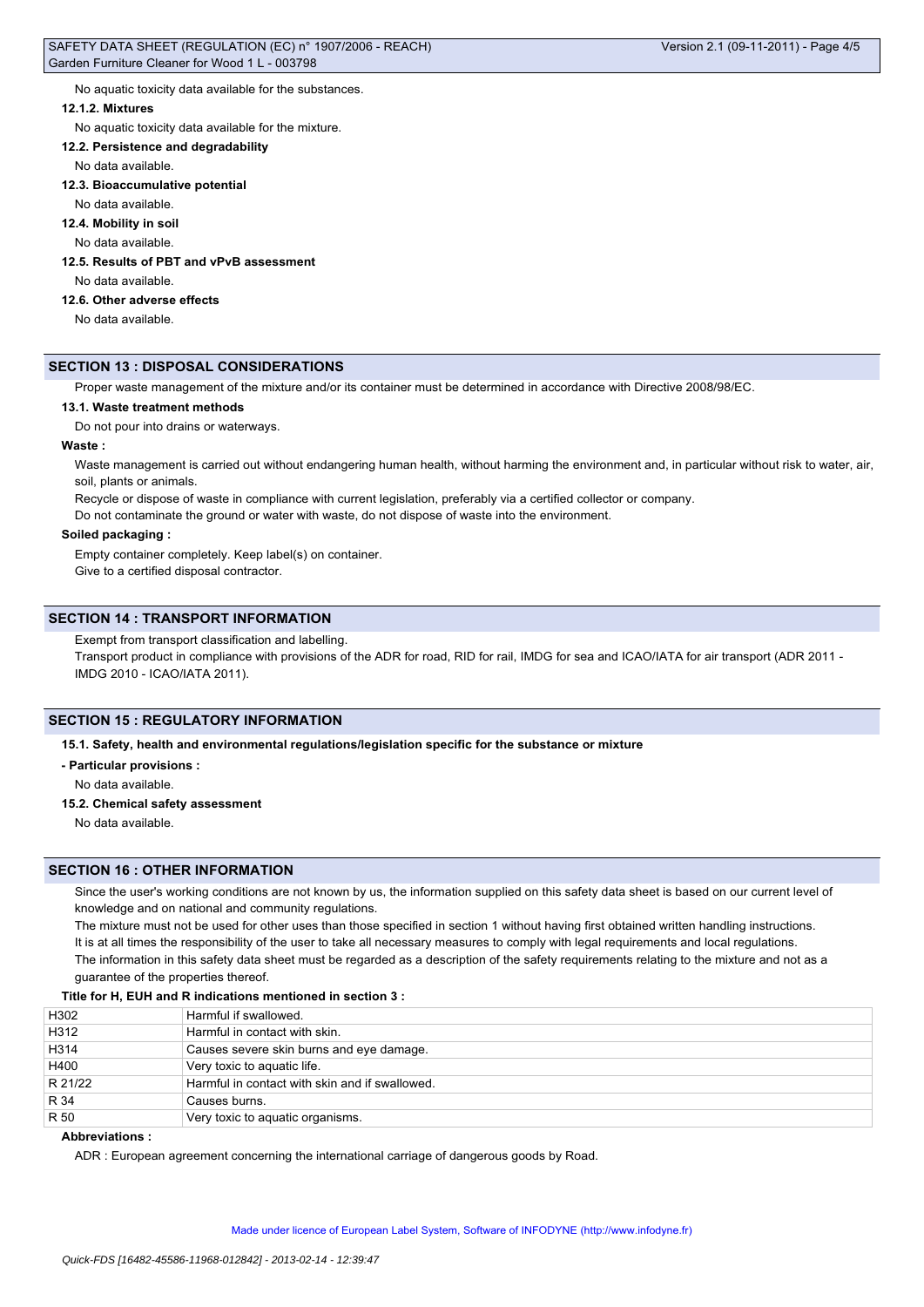No aquatic toxicity data available for the substances.

#### 12.1.2. Mixtures

No aquatic toxicity data available for the mixture.

#### 12.2. Persistence and degradability

No data available.

#### 12.3. Bioaccumulative potential

No data available.

#### 12.4. Mobility in soil

No data available.

#### 12.5. Results of PBT and vPvB assessment

No data available.

#### 12.6. Other adverse effects

No data available.

## SECTION 13 : DISPOSAL CONSIDERATIONS

Proper waste management of the mixture and/or its container must be determined in accordance with Directive 2008/98/EC.

#### 13.1. Waste treatment methods

Do not pour into drains or waterways.

**Waste :**

Waste management is carried out without endangering human health, without harming the environment and, in particular without risk to water, air, soil, plants or animals.

Recycle or dispose of waste in compliance with current legislation, preferably via a certified collector or company.

Do not contaminate the ground or water with waste, do not dispose of waste into the environment.

**Soiled packaging :**

Empty container completely. Keep label(s) on container.

Give to a certified disposal contractor.

## SECTION 14 : TRANSPORT INFORMATION

Exempt from transport classification and labelling.

Transport product in compliance with provisions of the ADR for road, RID for rail, IMDG for sea and ICAO/IATA for air transport (ADR 2011 - IMDG 2010 - ICAO/IATA 2011).

## SECTION 15 : REGULATORY INFORMATION

#### 15.1. Safety, health and environmental regulations/legislation specific for the substance or mixture

**- Particular provisions :**

No data available.

#### 15.2. Chemical safety assessment

No data available.

## SECTION 16 : OTHER INFORMATION

Since the user's working conditions are not known by us, the information supplied on this safety data sheet is based on our current level of knowledge and on national and community regulations.

The mixture must not be used for other uses than those specified in section 1 without having first obtained written handling instructions.

It is at all times the responsibility of the user to take all necessary measures to comply with legal requirements and local regulations.

The information in this safety data sheet must be regarded as a description of the safety requirements relating to the mixture and not as a guarantee of the properties thereof.

**Title for H, EUH and R indications mentioned in section 3 :**

| | |
|---|---|
| H302 | Harmful if swallowed. |
| H312 | Harmful in contact with skin. |
| H314 | Causes severe skin burns and eye damage. |
| H400 | Very toxic to aquatic life. |
| R 21/22 | Harmful in contact with skin and if swallowed. |
| R 34 | Causes burns. |
| R 50 | Very toxic to aquatic organisms. |

**Abbreviations :**

ADR : European agreement concerning the international carriage of dangerous goods by Road.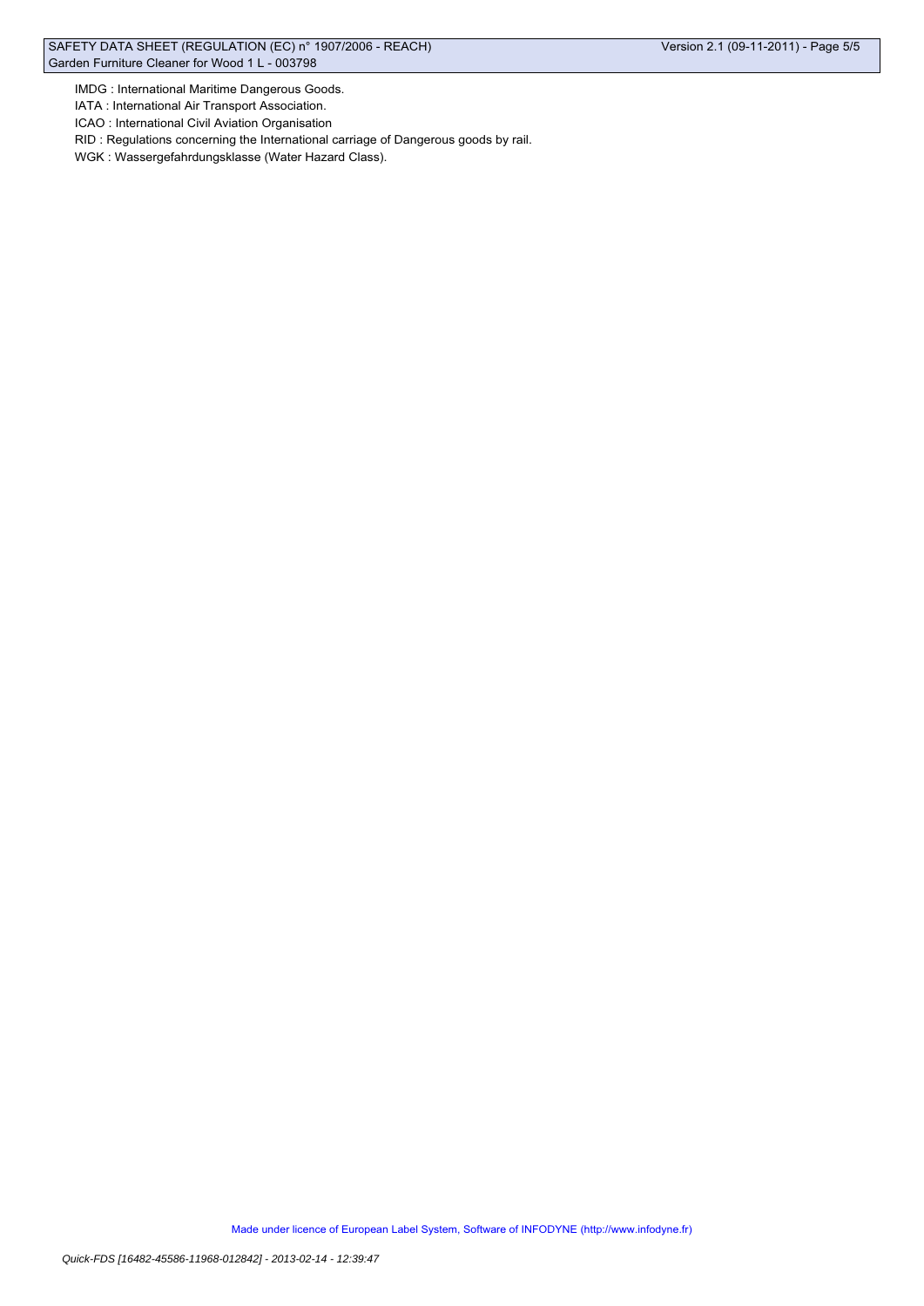IMDG : International Maritime Dangerous Goods.

IATA : International Air Transport Association.

ICAO : International Civil Aviation Organisation

RID : Regulations concerning the International carriage of Dangerous goods by rail.

WGK : Wassergefahrdungsklasse (Water Hazard Class).